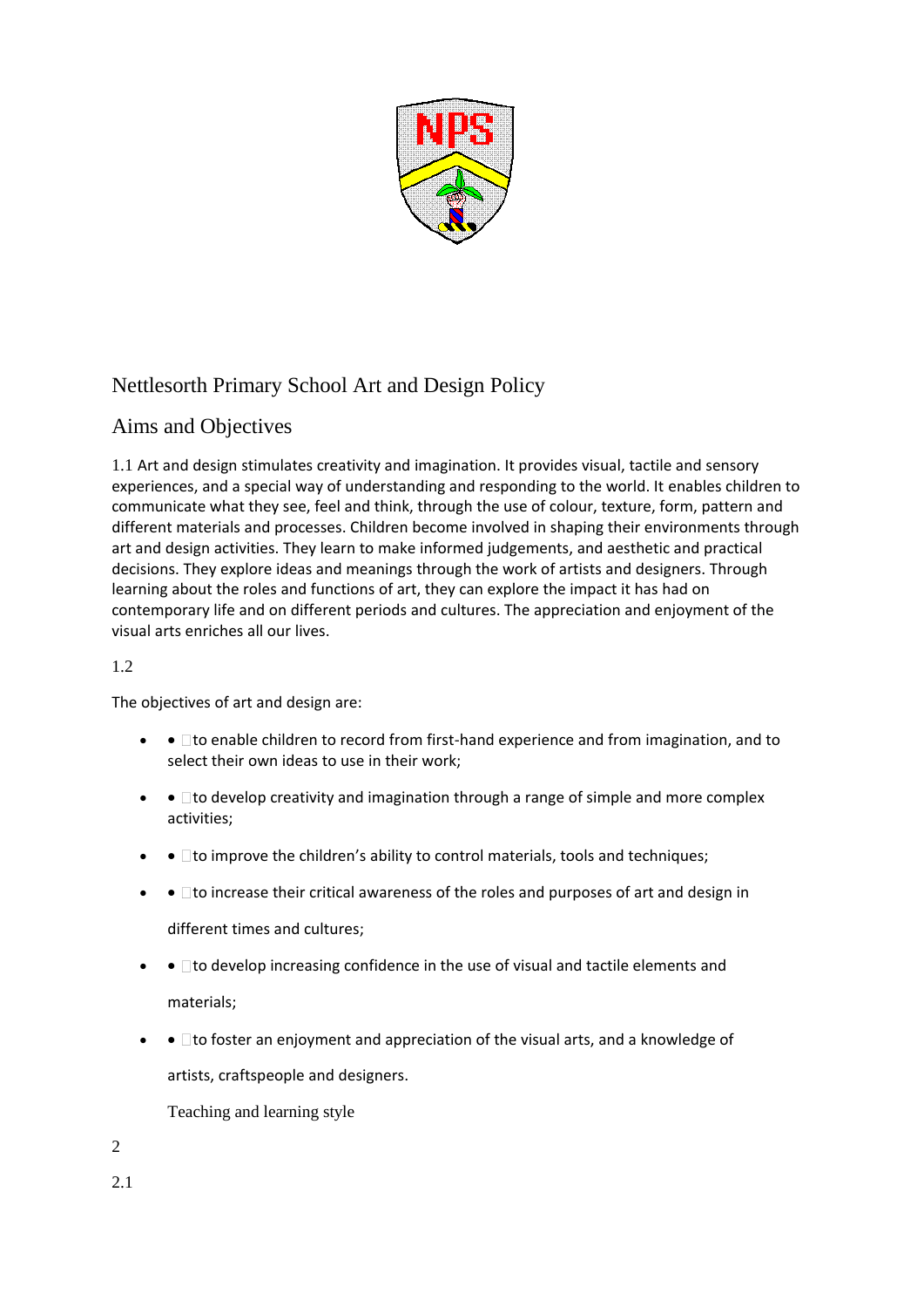# Nettlesorth Primary School Art and Design Policy

## Aims and Objectives

1.1 Art and design stimulates creativity and imagination. It provides visual, tactile and sensory experiences, and a special way of understanding and responding to the world. It enables children to communicate what they see, feel and think, through the use of colour, texture, form, pattern and different materials and processes. Children become involved in shaping their environments through art and design activities. They learn to make informed judgements, and aesthetic and practical decisions. They explore ideas and meanings through the work of artists and designers. Through learning about the roles and functions of art, they can explore the impact it has had on contemporary life and on different periods and cultures. The appreciation and enjoyment of the visual arts enriches all our lives.

1.2

The objectives of art and design are:

- to enable children to record from first-hand experience and from imagination, and to select their own ideas to use in their work;
- to develop creativity and imagination through a range of simple and more complex activities;
- to improve the children's ability to control materials, tools and techniques;
- to increase their critical awareness of the roles and purposes of art and design in different times and cultures;
- to develop increasing confidence in the use of visual and tactile elements and materials;
- to foster an enjoyment and appreciation of the visual arts, and a knowledge of artists, craftspeople and designers.

## 2 Teaching and learning style

2.1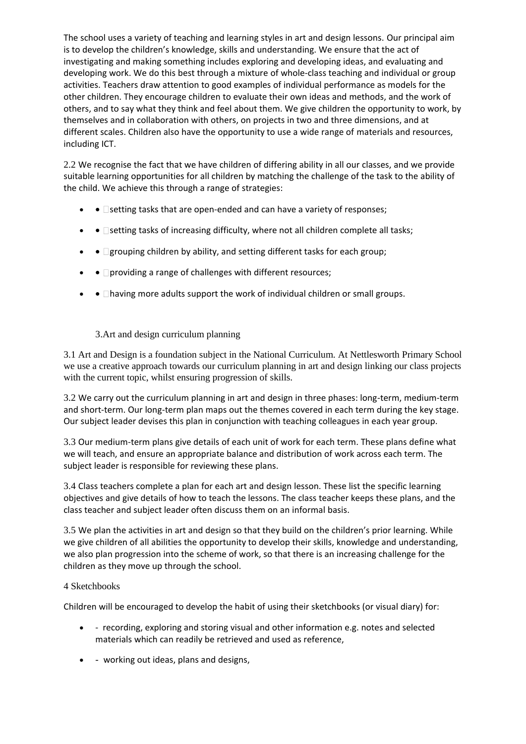The school uses a variety of teaching and learning styles in art and design lessons. Our principal aim is to develop the children's knowledge, skills and understanding. We ensure that the act of investigating and making something includes exploring and developing ideas, and evaluating and developing work. We do this best through a mixture of whole-class teaching and individual or group activities. Teachers draw attention to good examples of individual performance as models for the other children. They encourage children to evaluate their own ideas and methods, and the work of others, and to say what they think and feel about them. We give children the opportunity to work, by themselves and in collaboration with others, on projects in two and three dimensions, and at different scales. Children also have the opportunity to use a wide range of materials and resources, including ICT.

2.2 We recognise the fact that we have children of differing ability in all our classes, and we provide suitable learning opportunities for all children by matching the challenge of the task to the ability of the child. We achieve this through a range of strategies:

- setting tasks that are open-ended and can have a variety of responses;
- setting tasks of increasing difficulty, where not all children complete all tasks;
- grouping children by ability, and setting different tasks for each group;
- providing a range of challenges with different resources;
- having more adults support the work of individual children or small groups.

## 3.Art and design curriculum planning

3.1 Art and Design is a foundation subject in the National Curriculum. At Nettlesworth Primary School we use a creative approach towards our curriculum planning in art and design linking our class projects with the current topic, whilst ensuring progression of skills.

3.2 We carry out the curriculum planning in art and design in three phases: long-term, medium-term and short-term. Our long-term plan maps out the themes covered in each term during the key stage. Our subject leader devises this plan in conjunction with teaching colleagues in each year group.

3.3 Our medium-term plans give details of each unit of work for each term. These plans define what we will teach, and ensure an appropriate balance and distribution of work across each term. The subject leader is responsible for reviewing these plans.

3.4 Class teachers complete a plan for each art and design lesson. These list the specific learning objectives and give details of how to teach the lessons. The class teacher keeps these plans, and the class teacher and subject leader often discuss them on an informal basis.

3.5 We plan the activities in art and design so that they build on the children's prior learning. While we give children of all abilities the opportunity to develop their skills, knowledge and understanding, we also plan progression into the scheme of work, so that there is an increasing challenge for the children as they move up through the school.

## 4 Sketchbooks

Children will be encouraged to develop the habit of using their sketchbooks (or visual diary) for:

- recording, exploring and storing visual and other information e.g. notes and selected materials which can readily be retrieved and used as reference,
- working out ideas, plans and designs,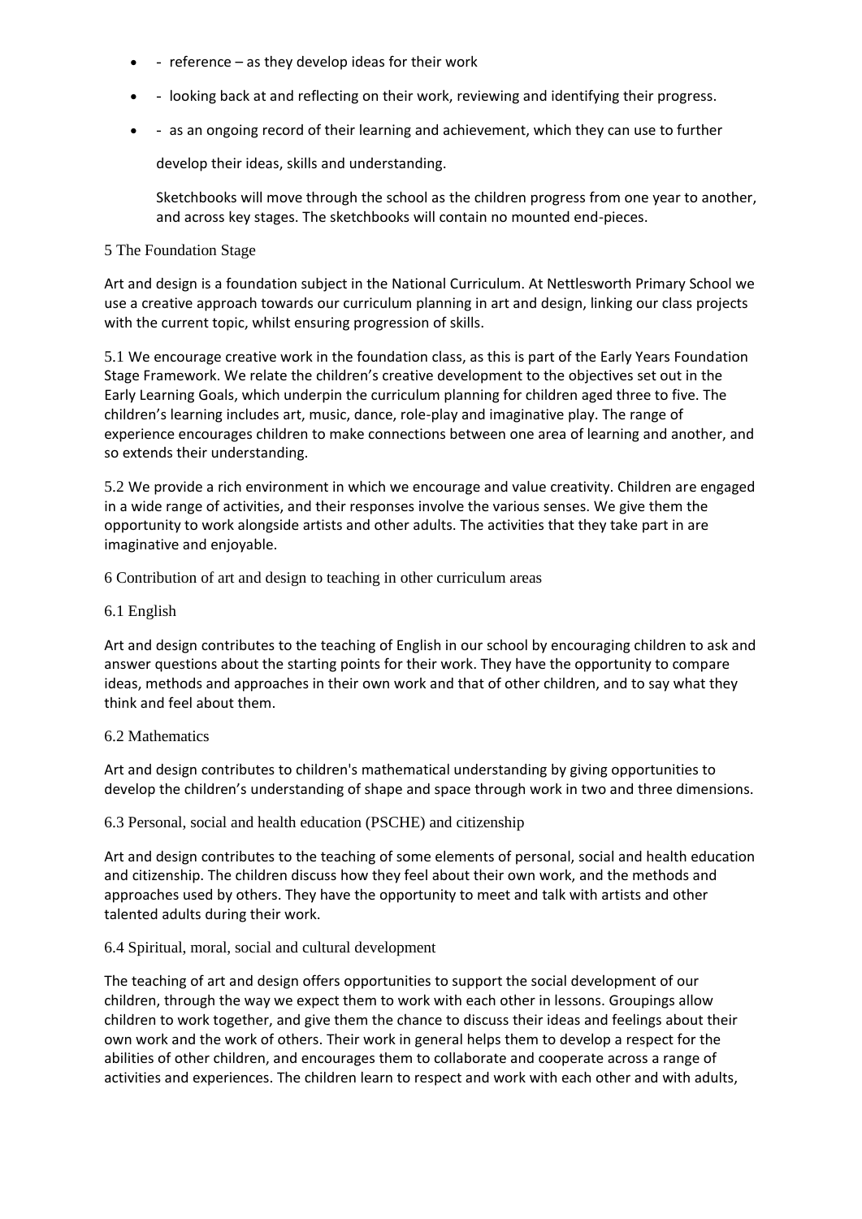- - reference – as they develop ideas for their work
- - looking back at and reflecting on their work, reviewing and identifying their progress.
- - as an ongoing record of their learning and achievement, which they can use to further develop their ideas, skills and understanding.

  Sketchbooks will move through the school as the children progress from one year to another, and across key stages. The sketchbooks will contain no mounted end-pieces.

## 5 The Foundation Stage

Art and design is a foundation subject in the National Curriculum. At Nettlesworth Primary School we use a creative approach towards our curriculum planning in art and design, linking our class projects with the current topic, whilst ensuring progression of skills.

5.1 We encourage creative work in the foundation class, as this is part of the Early Years Foundation Stage Framework. We relate the children's creative development to the objectives set out in the Early Learning Goals, which underpin the curriculum planning for children aged three to five. The children's learning includes art, music, dance, role-play and imaginative play. The range of experience encourages children to make connections between one area of learning and another, and so extends their understanding.

5.2 We provide a rich environment in which we encourage and value creativity. Children are engaged in a wide range of activities, and their responses involve the various senses. We give them the opportunity to work alongside artists and other adults. The activities that they take part in are imaginative and enjoyable.

## 6 Contribution of art and design to teaching in other curriculum areas

### 6.1 English

Art and design contributes to the teaching of English in our school by encouraging children to ask and answer questions about the starting points for their work. They have the opportunity to compare ideas, methods and approaches in their own work and that of other children, and to say what they think and feel about them.

### 6.2 Mathematics

Art and design contributes to children's mathematical understanding by giving opportunities to develop the children's understanding of shape and space through work in two and three dimensions.

### 6.3 Personal, social and health education (PSCHE) and citizenship

Art and design contributes to the teaching of some elements of personal, social and health education and citizenship. The children discuss how they feel about their own work, and the methods and approaches used by others. They have the opportunity to meet and talk with artists and other talented adults during their work.

### 6.4 Spiritual, moral, social and cultural development

The teaching of art and design offers opportunities to support the social development of our children, through the way we expect them to work with each other in lessons. Groupings allow children to work together, and give them the chance to discuss their ideas and feelings about their own work and the work of others. Their work in general helps them to develop a respect for the abilities of other children, and encourages them to collaborate and cooperate across a range of activities and experiences. The children learn to respect and work with each other and with adults,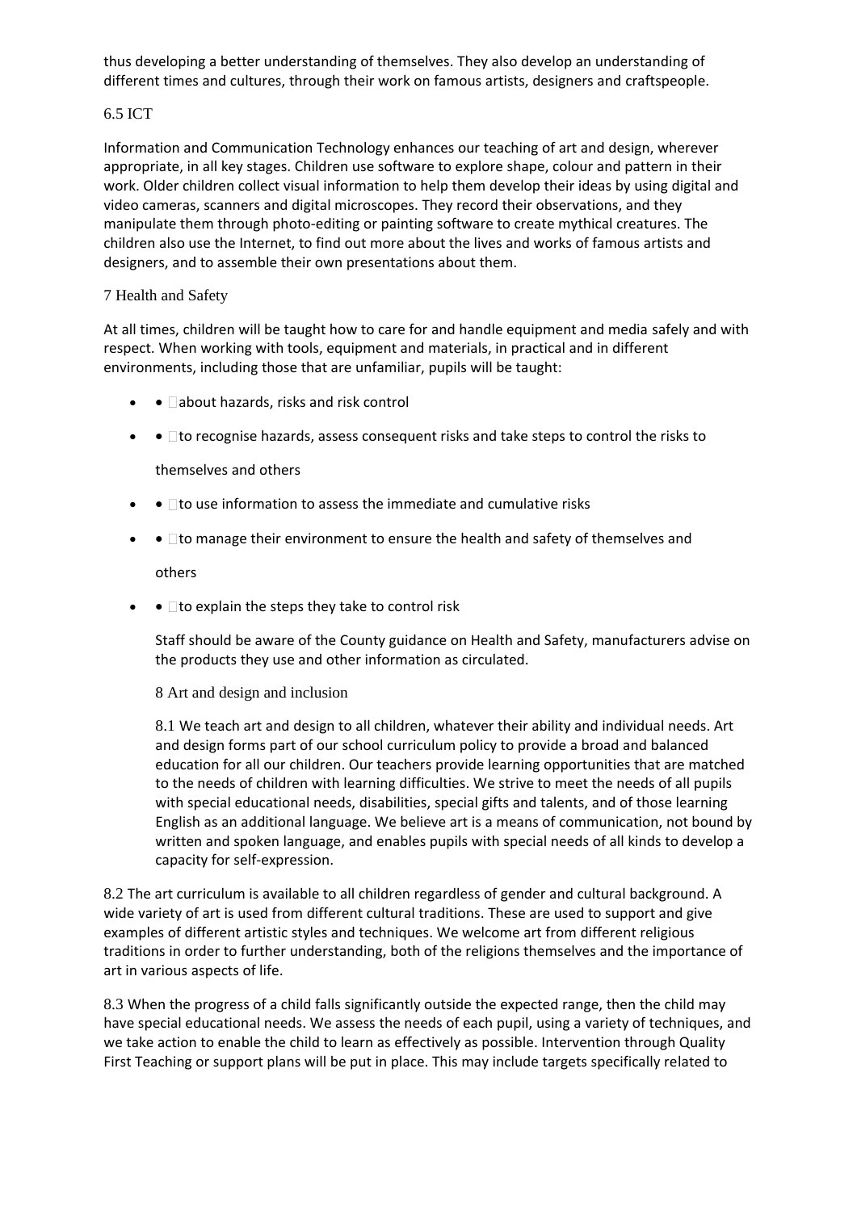thus developing a better understanding of themselves. They also develop an understanding of different times and cultures, through their work on famous artists, designers and craftspeople.

### 6.5 ICT

Information and Communication Technology enhances our teaching of art and design, wherever appropriate, in all key stages. Children use software to explore shape, colour and pattern in their work. Older children collect visual information to help them develop their ideas by using digital and video cameras, scanners and digital microscopes. They record their observations, and they manipulate them through photo-editing or painting software to create mythical creatures. The children also use the Internet, to find out more about the lives and works of famous artists and designers, and to assemble their own presentations about them.

## 7 Health and Safety

At all times, children will be taught how to care for and handle equipment and media safely and with respect. When working with tools, equipment and materials, in practical and in different environments, including those that are unfamiliar, pupils will be taught:

- about hazards, risks and risk control
- to recognise hazards, assess consequent risks and take steps to control the risks to themselves and others
- to use information to assess the immediate and cumulative risks
- to manage their environment to ensure the health and safety of themselves and others
- to explain the steps they take to control risk

Staff should be aware of the County guidance on Health and Safety, manufacturers advise on the products they use and other information as circulated.

## 8 Art and design and inclusion

8.1 We teach art and design to all children, whatever their ability and individual needs. Art and design forms part of our school curriculum policy to provide a broad and balanced education for all our children. Our teachers provide learning opportunities that are matched to the needs of children with learning difficulties. We strive to meet the needs of all pupils with special educational needs, disabilities, special gifts and talents, and of those learning English as an additional language. We believe art is a means of communication, not bound by written and spoken language, and enables pupils with special needs of all kinds to develop a capacity for self-expression.

8.2 The art curriculum is available to all children regardless of gender and cultural background. A wide variety of art is used from different cultural traditions. These are used to support and give examples of different artistic styles and techniques. We welcome art from different religious traditions in order to further understanding, both of the religions themselves and the importance of art in various aspects of life.

8.3 When the progress of a child falls significantly outside the expected range, then the child may have special educational needs. We assess the needs of each pupil, using a variety of techniques, and we take action to enable the child to learn as effectively as possible. Intervention through Quality First Teaching or support plans will be put in place. This may include targets specifically related to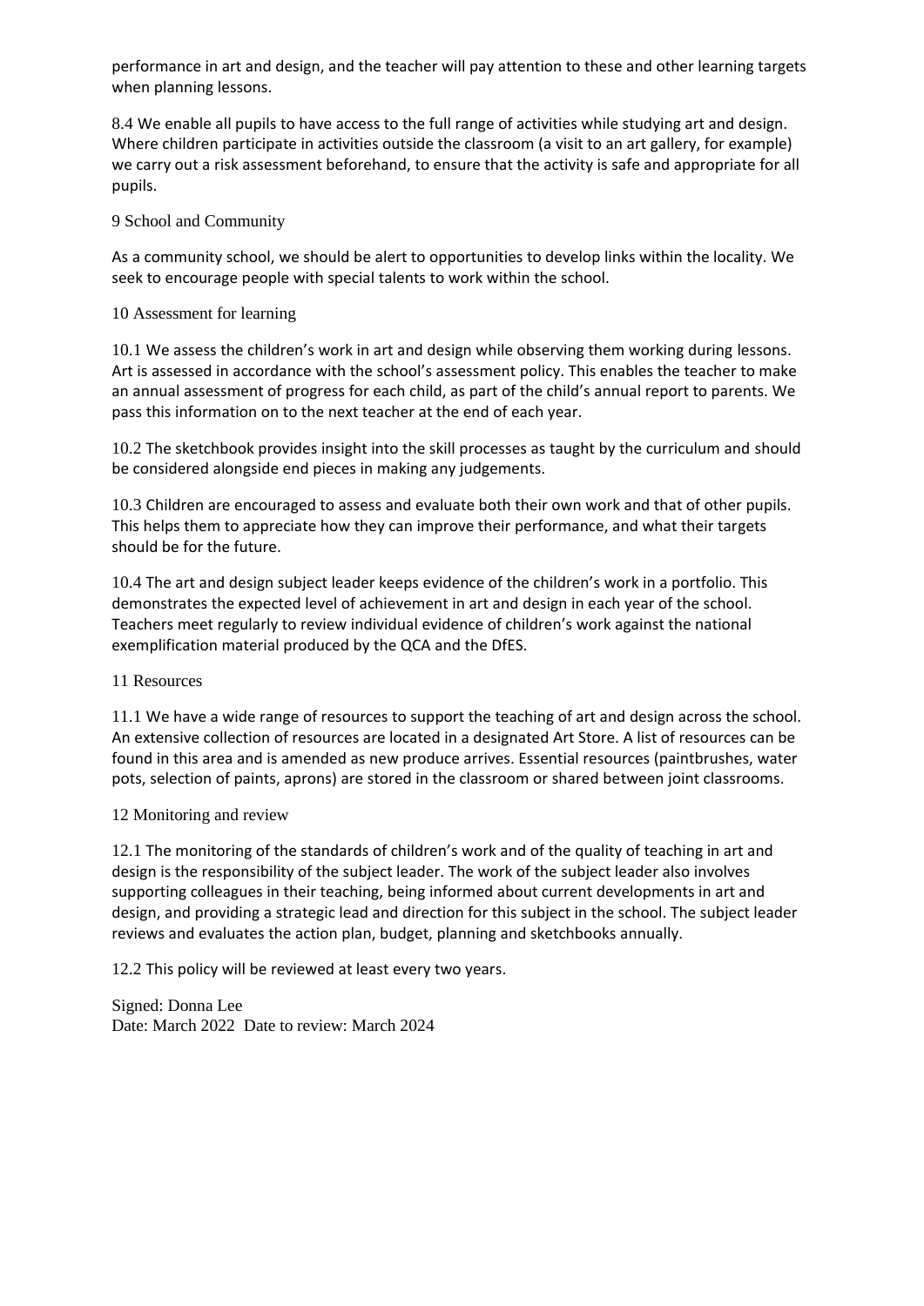performance in art and design, and the teacher will pay attention to these and other learning targets when planning lessons.

8.4 We enable all pupils to have access to the full range of activities while studying art and design. Where children participate in activities outside the classroom (a visit to an art gallery, for example) we carry out a risk assessment beforehand, to ensure that the activity is safe and appropriate for all pupils.

## 9 School and Community

As a community school, we should be alert to opportunities to develop links within the locality. We seek to encourage people with special talents to work within the school.

## 10 Assessment for learning

10.1 We assess the children's work in art and design while observing them working during lessons. Art is assessed in accordance with the school's assessment policy. This enables the teacher to make an annual assessment of progress for each child, as part of the child's annual report to parents. We pass this information on to the next teacher at the end of each year.

10.2 The sketchbook provides insight into the skill processes as taught by the curriculum and should be considered alongside end pieces in making any judgements.

10.3 Children are encouraged to assess and evaluate both their own work and that of other pupils. This helps them to appreciate how they can improve their performance, and what their targets should be for the future.

10.4 The art and design subject leader keeps evidence of the children's work in a portfolio. This demonstrates the expected level of achievement in art and design in each year of the school. Teachers meet regularly to review individual evidence of children's work against the national exemplification material produced by the QCA and the DfES.

## 11 Resources

11.1 We have a wide range of resources to support the teaching of art and design across the school. An extensive collection of resources are located in a designated Art Store. A list of resources can be found in this area and is amended as new produce arrives. Essential resources (paintbrushes, water pots, selection of paints, aprons) are stored in the classroom or shared between joint classrooms.

## 12 Monitoring and review

12.1 The monitoring of the standards of children's work and of the quality of teaching in art and design is the responsibility of the subject leader. The work of the subject leader also involves supporting colleagues in their teaching, being informed about current developments in art and design, and providing a strategic lead and direction for this subject in the school. The subject leader reviews and evaluates the action plan, budget, planning and sketchbooks annually.

12.2 This policy will be reviewed at least every two years.

Signed: Donna Lee
Date: March 2022 Date to review: March 2024